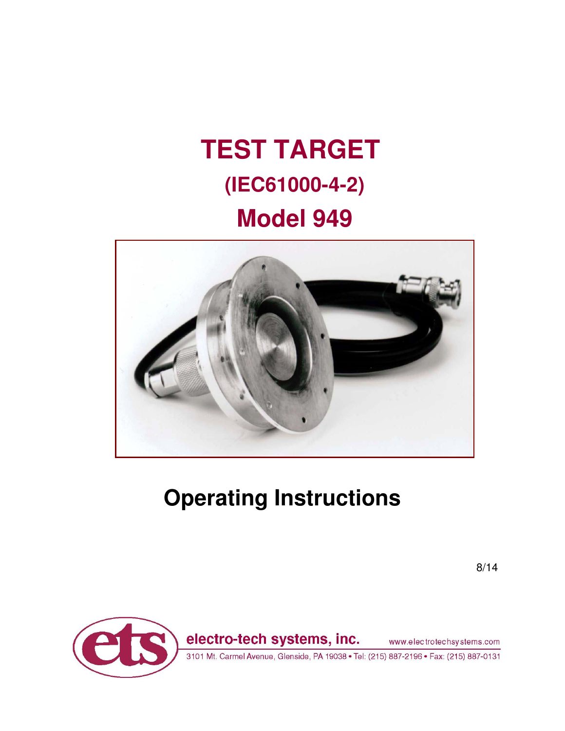# TEST TARGET

## (IEC61000-4-2)

# Model 949

# Operating Instructions

8/14

electro-tech systems, inc.

www.electrotechsystems.com

3101 Mt. Carmel Avenue, Glenside, PA 19038 • Tel: (215) 887-2196 • Fax: (215) 887-0131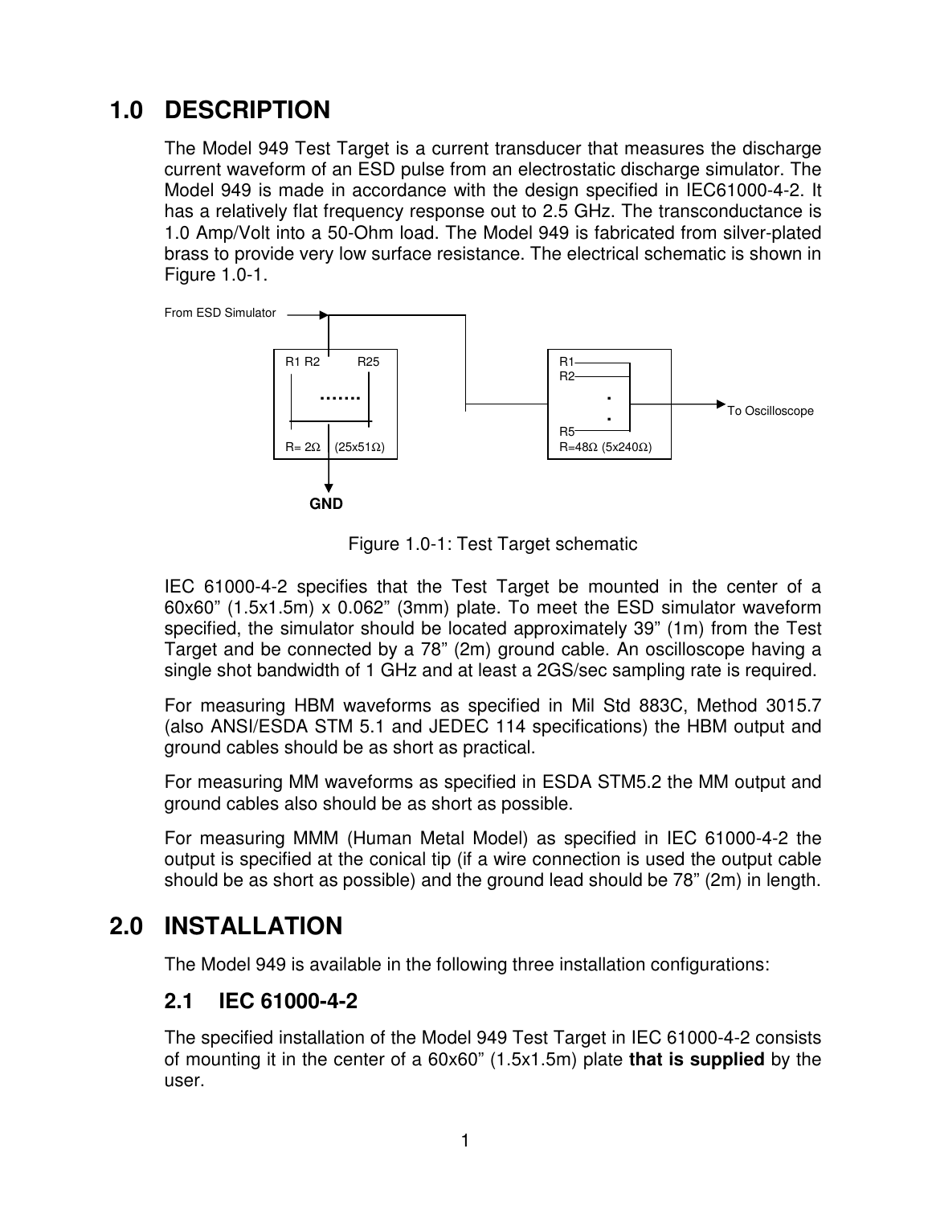# 1.0 DESCRIPTION

The Model 949 Test Target is a current transducer that measures the discharge current waveform of an ESD pulse from an electrostatic discharge simulator. The Model 949 is made in accordance with the design specified in IEC61000-4-2. It has a relatively flat frequency response out to 2.5 GHz. The transconductance is 1.0 Amp/Volt into a 50-Ohm load. The Model 949 is fabricated from silver-plated brass to provide very low surface resistance. The electrical schematic is shown in Figure 1.0-1.

From ESD Simulator

R1 R2 R25

R= 2Ω (25x51Ω)

GND

R1
R2
R5
R=48Ω (5x240Ω)

To Oscilloscope

Figure 1.0-1: Test Target schematic

IEC 61000-4-2 specifies that the Test Target be mounted in the center of a 60x60" (1.5x1.5m) x 0.062" (3mm) plate. To meet the ESD simulator waveform specified, the simulator should be located approximately 39" (1m) from the Test Target and be connected by a 78" (2m) ground cable. An oscilloscope having a single shot bandwidth of 1 GHz and at least a 2GS/sec sampling rate is required.

For measuring HBM waveforms as specified in Mil Std 883C, Method 3015.7 (also ANSI/ESDA STM 5.1 and JEDEC 114 specifications) the HBM output and ground cables should be as short as practical.

For measuring MM waveforms as specified in ESDA STM5.2 the MM output and ground cables also should be as short as possible.

For measuring MMM (Human Metal Model) as specified in IEC 61000-4-2 the output is specified at the conical tip (if a wire connection is used the output cable should be as short as possible) and the ground lead should be 78" (2m) in length.

# 2.0 INSTALLATION

The Model 949 is available in the following three installation configurations:

## 2.1 IEC 61000-4-2

The specified installation of the Model 949 Test Target in IEC 61000-4-2 consists of mounting it in the center of a 60x60" (1.5x1.5m) plate **that is supplied** by the user.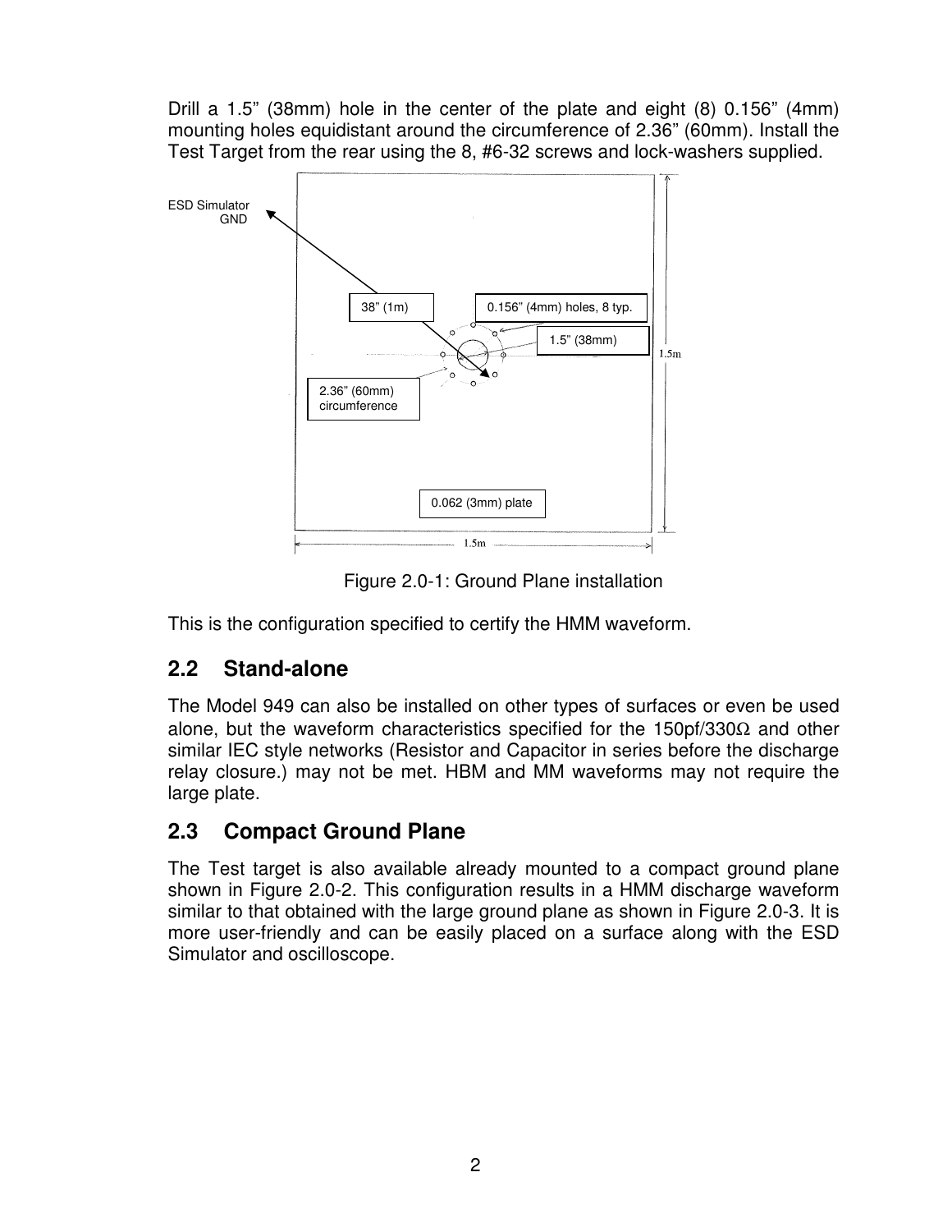Drill a 1.5" (38mm) hole in the center of the plate and eight (8) 0.156" (4mm) mounting holes equidistant around the circumference of 2.36" (60mm). Install the Test Target from the rear using the 8, #6-32 screws and lock-washers supplied.

Figure 2.0-1: Ground Plane installation

This is the configuration specified to certify the HMM waveform.

## 2.2 Stand-alone

The Model 949 can also be installed on other types of surfaces or even be used alone, but the waveform characteristics specified for the 150pf/330Ω and other similar IEC style networks (Resistor and Capacitor in series before the discharge relay closure.) may not be met. HBM and MM waveforms may not require the large plate.

## 2.3 Compact Ground Plane

The Test target is also available already mounted to a compact ground plane shown in Figure 2.0-2. This configuration results in a HMM discharge waveform similar to that obtained with the large ground plane as shown in Figure 2.0-3. It is more user-friendly and can be easily placed on a surface along with the ESD Simulator and oscilloscope.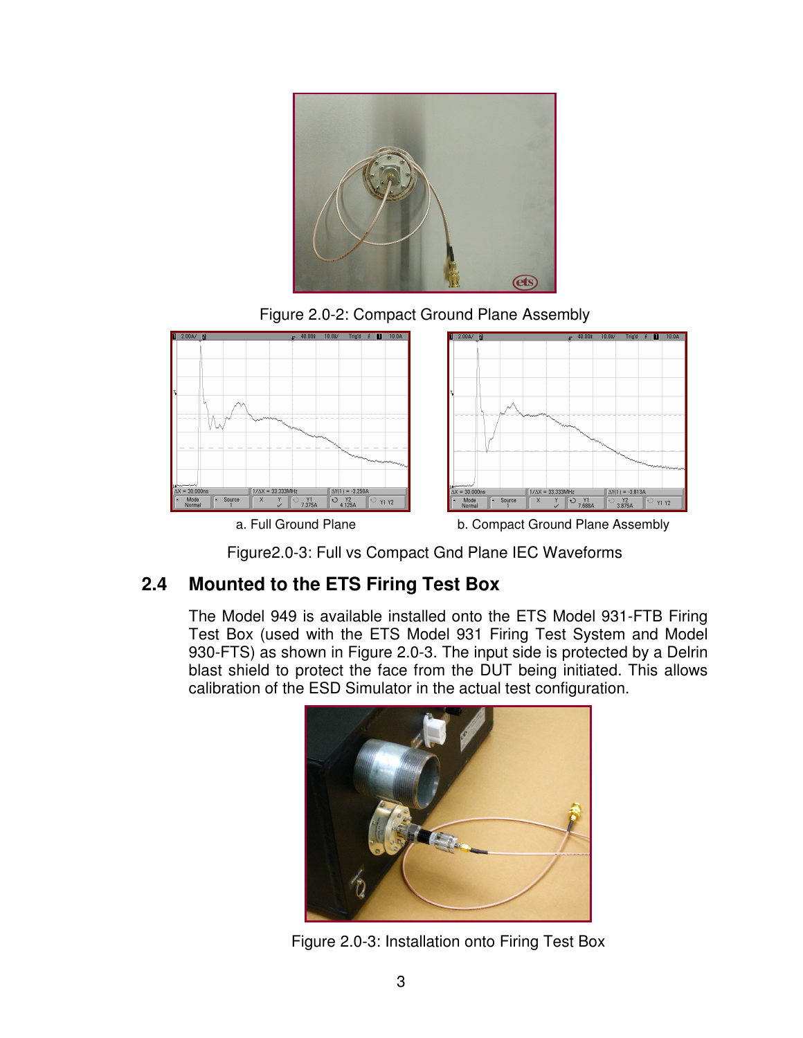Figure 2.0-2: Compact Ground Plane Assembly

a. Full Ground Plane

b. Compact Ground Plane Assembly

Figure2.0-3: Full vs Compact Gnd Plane IEC Waveforms

## 2.4 Mounted to the ETS Firing Test Box

The Model 949 is available installed onto the ETS Model 931-FTB Firing Test Box (used with the ETS Model 931 Firing Test System and Model 930-FTS) as shown in Figure 2.0-3. The input side is protected by a Delrin blast shield to protect the face from the DUT being initiated. This allows calibration of the ESD Simulator in the actual test configuration.

Figure 2.0-3: Installation onto Firing Test Box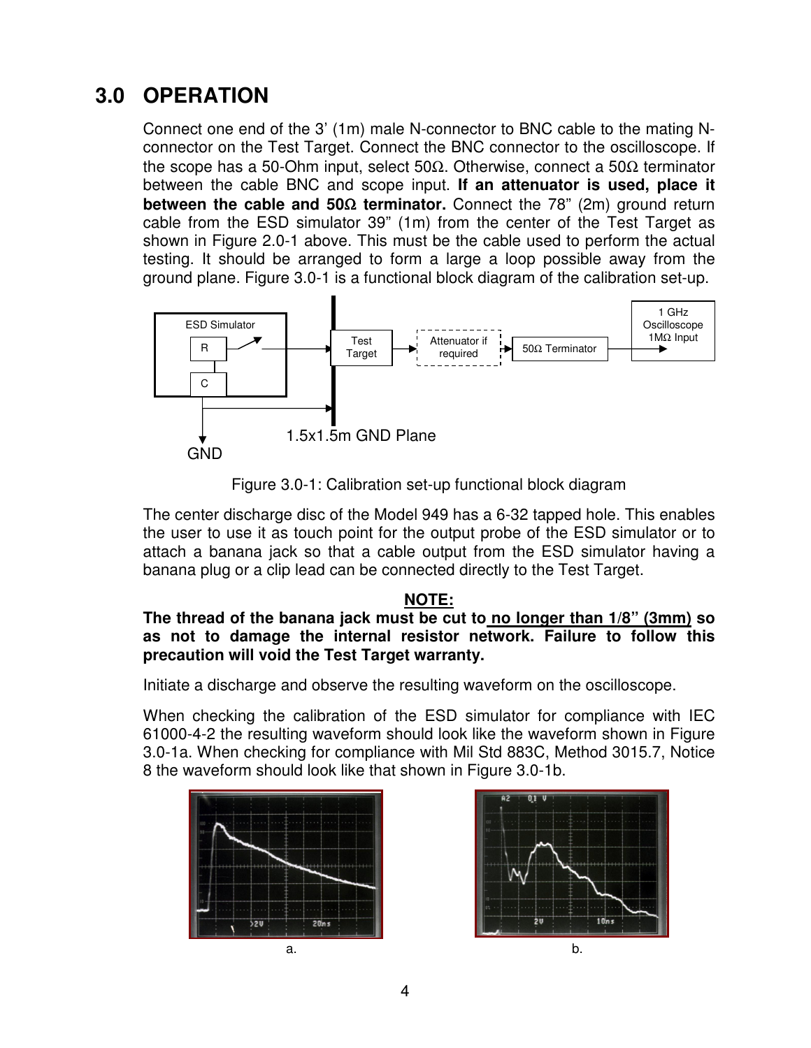## 3.0 OPERATION

Connect one end of the 3' (1m) male N-connector to BNC cable to the mating N-connector on the Test Target. Connect the BNC connector to the oscilloscope. If the scope has a 50-Ohm input, select 50Ω. Otherwise, connect a 50Ω terminator between the cable BNC and scope input. **If an attenuator is used, place it between the cable and 50Ω terminator.** Connect the 78" (2m) ground return cable from the ESD simulator 39" (1m) from the center of the Test Target as shown in Figure 2.0-1 above. This must be the cable used to perform the actual testing. It should be arranged to form a large a loop possible away from the ground plane. Figure 3.0-1 is a functional block diagram of the calibration set-up.

ESD Simulator — R — C — GND — 1.5x1.5m GND Plane — Test Target — Attenuator if required — 50Ω Terminator — 1 GHz Oscilloscope 1MΩ Input

Figure 3.0-1: Calibration set-up functional block diagram

The center discharge disc of the Model 949 has a 6-32 tapped hole. This enables the user to use it as touch point for the output probe of the ESD simulator or to attach a banana jack so that a cable output from the ESD simulator having a banana plug or a clip lead can be connected directly to the Test Target.

**NOTE:**

**The thread of the banana jack must be cut to no longer than 1/8" (3mm) so as not to damage the internal resistor network. Failure to follow this precaution will void the Test Target warranty.**

Initiate a discharge and observe the resulting waveform on the oscilloscope.

When checking the calibration of the ESD simulator for compliance with IEC 61000-4-2 the resulting waveform should look like the waveform shown in Figure 3.0-1a. When checking for compliance with Mil Std 883C, Method 3015.7, Notice 8 the waveform should look like that shown in Figure 3.0-1b.

a.

b.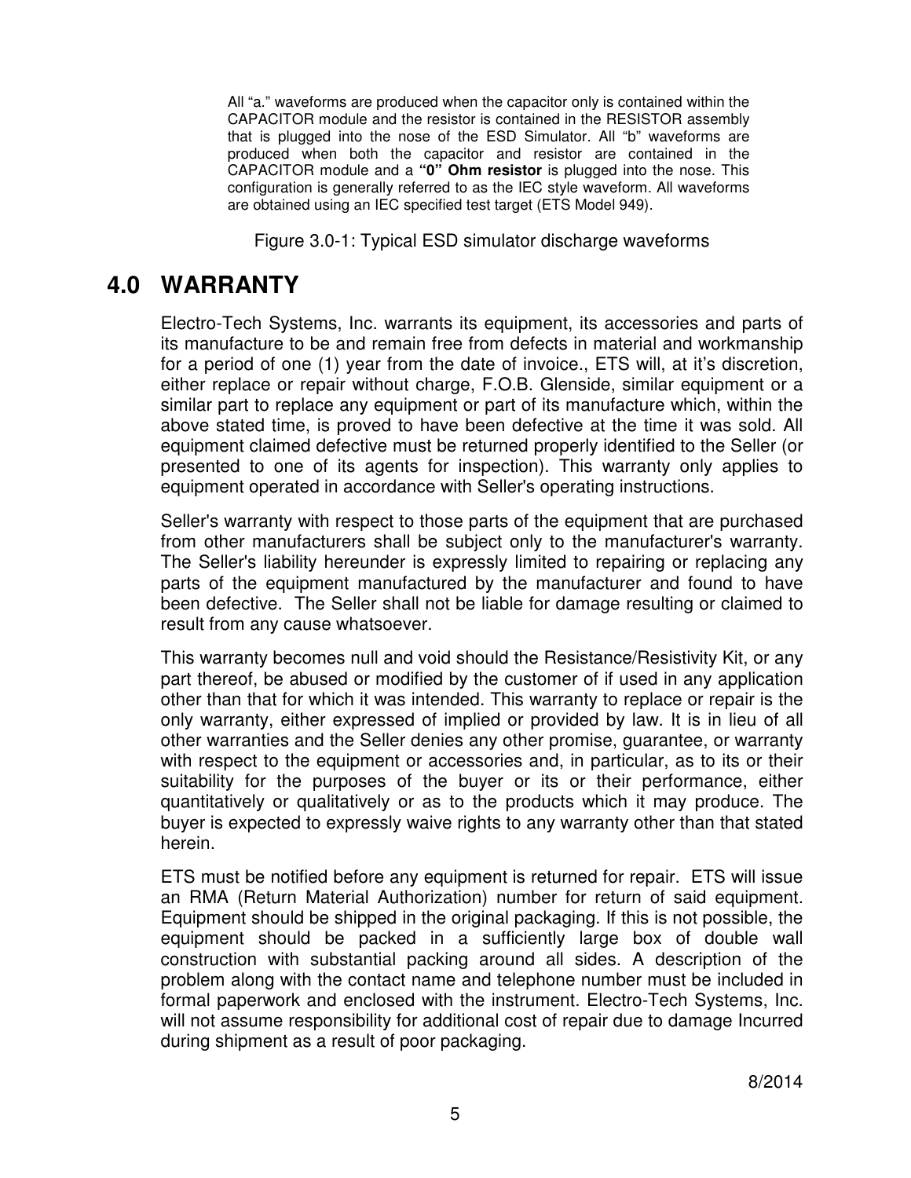All "a." waveforms are produced when the capacitor only is contained within the CAPACITOR module and the resistor is contained in the RESISTOR assembly that is plugged into the nose of the ESD Simulator. All "b" waveforms are produced when both the capacitor and resistor are contained in the CAPACITOR module and a **"0" Ohm resistor** is plugged into the nose. This configuration is generally referred to as the IEC style waveform. All waveforms are obtained using an IEC specified test target (ETS Model 949).

Figure 3.0-1: Typical ESD simulator discharge waveforms

# 4.0 WARRANTY

Electro-Tech Systems, Inc. warrants its equipment, its accessories and parts of its manufacture to be and remain free from defects in material and workmanship for a period of one (1) year from the date of invoice., ETS will, at it's discretion, either replace or repair without charge, F.O.B. Glenside, similar equipment or a similar part to replace any equipment or part of its manufacture which, within the above stated time, is proved to have been defective at the time it was sold. All equipment claimed defective must be returned properly identified to the Seller (or presented to one of its agents for inspection). This warranty only applies to equipment operated in accordance with Seller's operating instructions.

Seller's warranty with respect to those parts of the equipment that are purchased from other manufacturers shall be subject only to the manufacturer's warranty. The Seller's liability hereunder is expressly limited to repairing or replacing any parts of the equipment manufactured by the manufacturer and found to have been defective. The Seller shall not be liable for damage resulting or claimed to result from any cause whatsoever.

This warranty becomes null and void should the Resistance/Resistivity Kit, or any part thereof, be abused or modified by the customer of if used in any application other than that for which it was intended. This warranty to replace or repair is the only warranty, either expressed of implied or provided by law. It is in lieu of all other warranties and the Seller denies any other promise, guarantee, or warranty with respect to the equipment or accessories and, in particular, as to its or their suitability for the purposes of the buyer or its or their performance, either quantitatively or qualitatively or as to the products which it may produce. The buyer is expected to expressly waive rights to any warranty other than that stated herein.

ETS must be notified before any equipment is returned for repair. ETS will issue an RMA (Return Material Authorization) number for return of said equipment. Equipment should be shipped in the original packaging. If this is not possible, the equipment should be packed in a sufficiently large box of double wall construction with substantial packing around all sides. A description of the problem along with the contact name and telephone number must be included in formal paperwork and enclosed with the instrument. Electro-Tech Systems, Inc. will not assume responsibility for additional cost of repair due to damage Incurred during shipment as a result of poor packaging.

8/2014